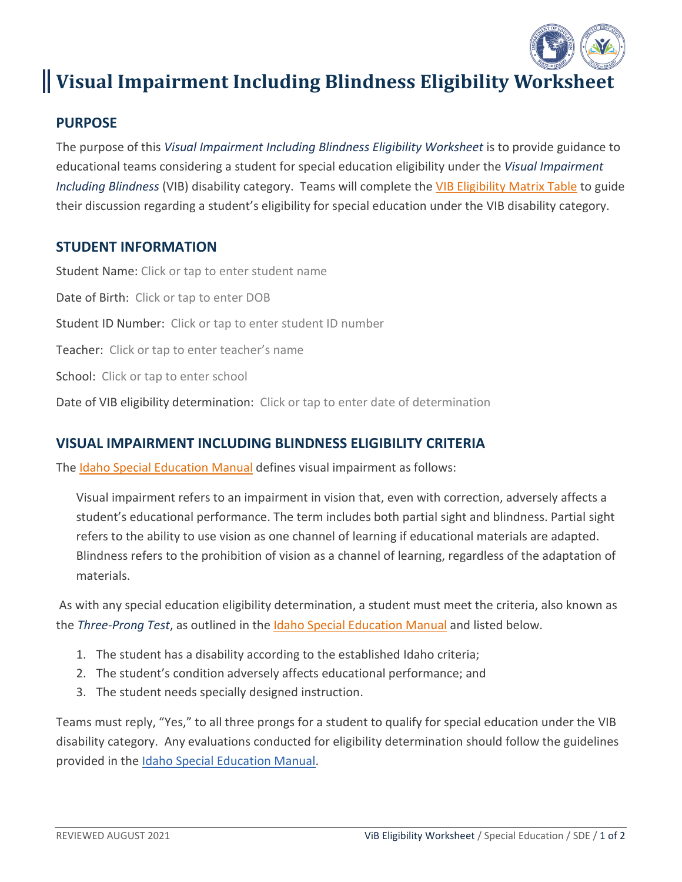# Visual Impairment Including Blindness Eligibility Worksheet

## PURPOSE

The purpose of this *Visual Impairment Including Blindness Eligibility Worksheet* is to provide guidance to educational teams considering a student for special education eligibility under the *Visual Impairment Including Blindness* (VIB) disability category. Teams will complete the VIB Eligibility Matrix Table to guide their discussion regarding a student's eligibility for special education under the VIB disability category.

## STUDENT INFORMATION

Student Name: Click or tap to enter student name

Date of Birth: Click or tap to enter DOB

Student ID Number: Click or tap to enter student ID number

Teacher: Click or tap to enter teacher's name

School: Click or tap to enter school

Date of VIB eligibility determination: Click or tap to enter date of determination

## VISUAL IMPAIRMENT INCLUDING BLINDNESS ELIGIBILITY CRITERIA

The Idaho Special Education Manual defines visual impairment as follows:

> Visual impairment refers to an impairment in vision that, even with correction, adversely affects a student's educational performance. The term includes both partial sight and blindness. Partial sight refers to the ability to use vision as one channel of learning if educational materials are adapted. Blindness refers to the prohibition of vision as a channel of learning, regardless of the adaptation of materials.

As with any special education eligibility determination, a student must meet the criteria, also known as the *Three-Prong Test*, as outlined in the Idaho Special Education Manual and listed below.

1. The student has a disability according to the established Idaho criteria;
2. The student's condition adversely affects educational performance; and
3. The student needs specially designed instruction.

Teams must reply, "Yes," to all three prongs for a student to qualify for special education under the VIB disability category. Any evaluations conducted for eligibility determination should follow the guidelines provided in the Idaho Special Education Manual.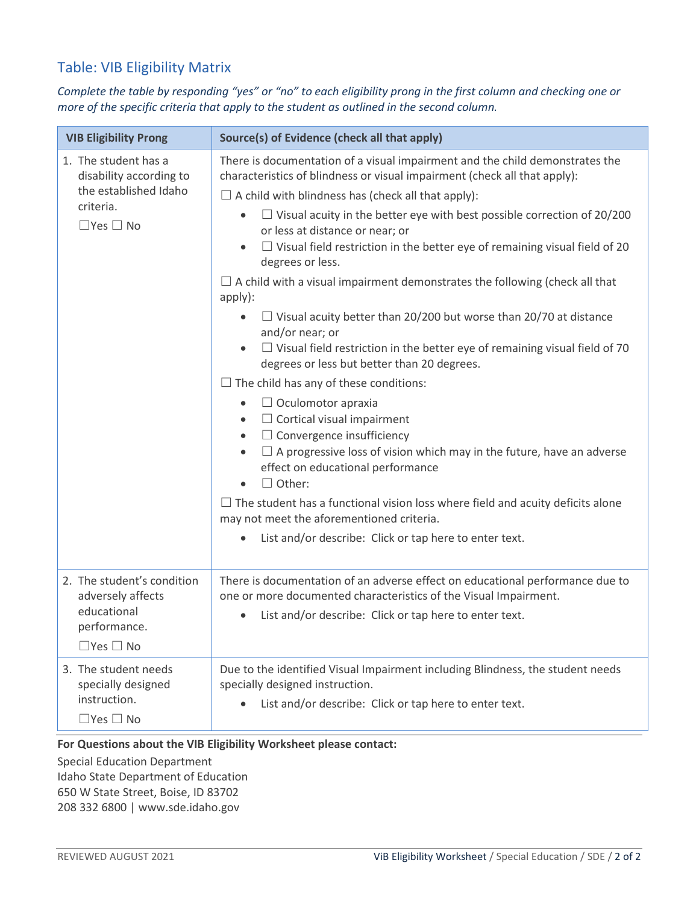## Table: VIB Eligibility Matrix

*Complete the table by responding "yes" or "no" to each eligibility prong in the first column and checking one or more of the specific criteria that apply to the student as outlined in the second column.*

| VIB Eligibility Prong | Source(s) of Evidence (check all that apply) |
|---|---|
| 1. The student has a disability according to the established Idaho criteria. ☐Yes ☐ No | There is documentation of a visual impairment and the child demonstrates the characteristics of blindness or visual impairment (check all that apply):<br>☐ A child with blindness has (check all that apply):<br>• ☐ Visual acuity in the better eye with best possible correction of 20/200 or less at distance or near; or<br>• ☐ Visual field restriction in the better eye of remaining visual field of 20 degrees or less.<br>☐ A child with a visual impairment demonstrates the following (check all that apply):<br>• ☐ Visual acuity better than 20/200 but worse than 20/70 at distance and/or near; or<br>• ☐ Visual field restriction in the better eye of remaining visual field of 70 degrees or less but better than 20 degrees.<br>☐ The child has any of these conditions:<br>• ☐ Oculomotor apraxia<br>• ☐ Cortical visual impairment<br>• ☐ Convergence insufficiency<br>• ☐ A progressive loss of vision which may in the future, have an adverse effect on educational performance<br>• ☐ Other:<br>☐ The student has a functional vision loss where field and acuity deficits alone may not meet the aforementioned criteria.<br>• List and/or describe: Click or tap here to enter text. |
| 2. The student's condition adversely affects educational performance. ☐Yes ☐ No | There is documentation of an adverse effect on educational performance due to one or more documented characteristics of the Visual Impairment.<br>• List and/or describe: Click or tap here to enter text. |
| 3. The student needs specially designed instruction. ☐Yes ☐ No | Due to the identified Visual Impairment including Blindness, the student needs specially designed instruction.<br>• List and/or describe: Click or tap here to enter text. |

**For Questions about the VIB Eligibility Worksheet please contact:**

Special Education Department
Idaho State Department of Education
650 W State Street, Boise, ID 83702
208 332 6800 | www.sde.idaho.gov

REVIEWED AUGUST 2021